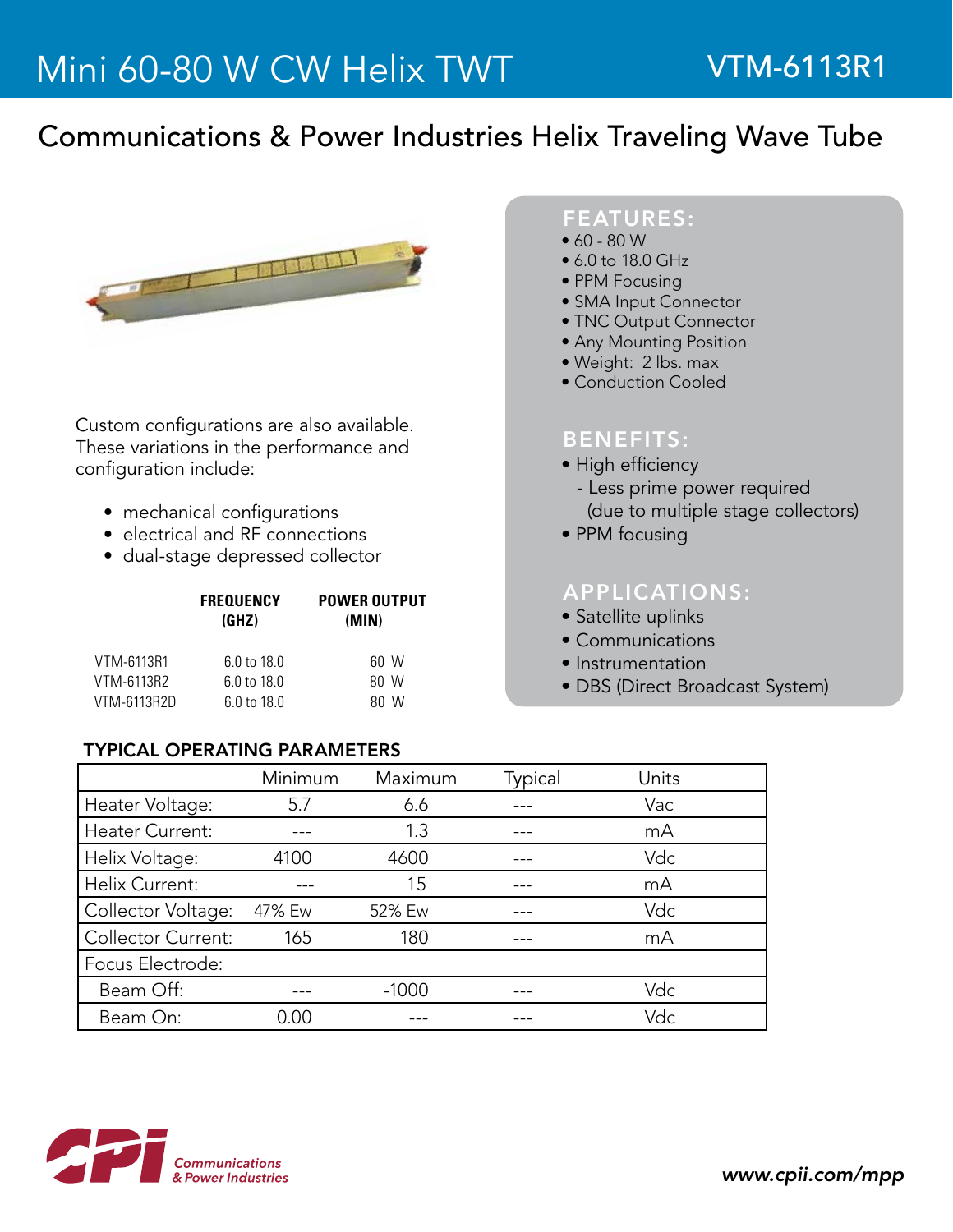# Mini 60-80 W CW Helix TWT

**VTM-6113R1**

## Communications & Power Industries Helix Traveling Wave Tube

Custom configurations are also available. These variations in the performance and configuration include:

- mechanical configurations
- electrical and RF connections
- dual-stage depressed collector

| | FREQUENCY (GHZ) | POWER OUTPUT (MIN) |
|---|---|---|
| VTM-6113R1 | 6.0 to 18.0 | 60 W |
| VTM-6113R2 | 6.0 to 18.0 | 80 W |
| VTM-6113R2D | 6.0 to 18.0 | 80 W |

### FEATURES:

- 60 - 80 W
- 6.0 to 18.0 GHz
- PPM Focusing
- SMA Input Connector
- TNC Output Connector
- Any Mounting Position
- Weight: 2 lbs. max
- Conduction Cooled

### BENEFITS:

- High efficiency
  - Less prime power required (due to multiple stage collectors)
- PPM focusing

### APPLICATIONS:

- Satellite uplinks
- Communications
- Instrumentation
- DBS (Direct Broadcast System)

### TYPICAL OPERATING PARAMETERS

| | Minimum | Maximum | Typical | Units |
|---|---|---|---|---|
| Heater Voltage: | 5.7 | 6.6 | --- | Vac |
| Heater Current: | --- | 1.3 | --- | mA |
| Helix Voltage: | 4100 | 4600 | --- | Vdc |
| Helix Current: | --- | 15 | --- | mA |
| Collector Voltage: | 47% Ew | 52% Ew | --- | Vdc |
| Collector Current: | 165 | 180 | --- | mA |
| Focus Electrode: | | | | |
| Beam Off: | --- | -1000 | --- | Vdc |
| Beam On: | 0.00 | --- | --- | Vdc |

CPI Communications & Power Industries

www.cpii.com/mpp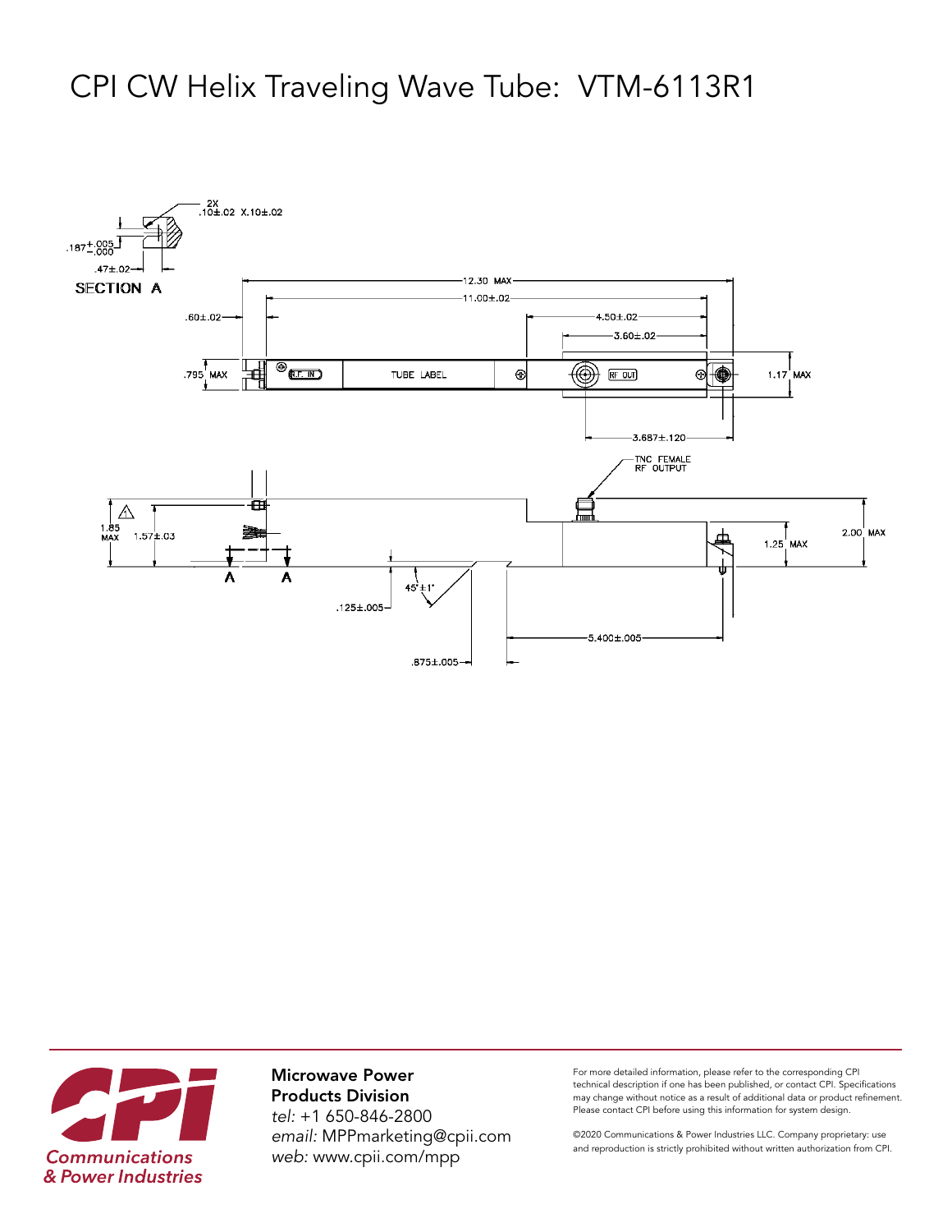# CPI CW Helix Traveling Wave Tube: VTM-6113R1

2X
.10±.02 X.10±.02

.187 +.005 −.000

.47±.02

SECTION A

12.30 MAX

11.00±.02

.60±.02

4.50±.02

3.60±.02

.795 MAX

R.F. IN

TUBE LABEL

RF OUT

1.17 MAX

3.687±.120

TNC FEMALE
RF OUTPUT

1.85
MAX

1.57±.03

2.00 MAX

1.25 MAX

A A

45°±1°

.125±.005

5.400±.005

.875±.005

**Microwave Power Products Division**
*tel:* +1 650-846-2800
*email:* MPPmarketing@cpii.com
*web:* www.cpii.com/mpp

For more detailed information, please refer to the corresponding CPI technical description if one has been published, or contact CPI. Specifications may change without notice as a result of additional data or product refinement. Please contact CPI before using this information for system design.

©2020 Communications & Power Industries LLC. Company proprietary: use and reproduction is strictly prohibited without written authorization from CPI.